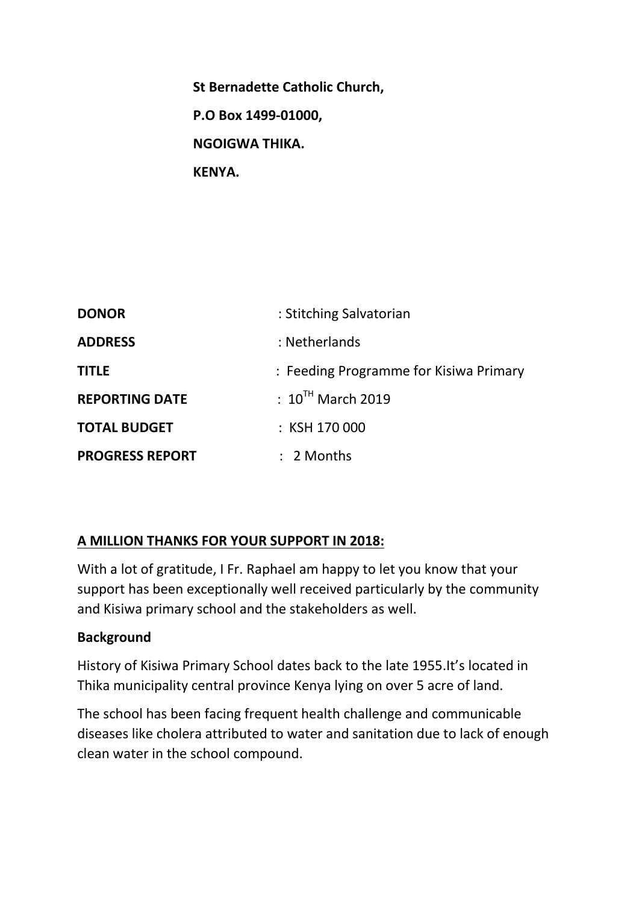**St Bernadette Catholic Church,**

**P.O Box 1499-01000,**

**NGOIGWA THIKA.**

**KENYA.**

| | |
|---|---|
| **DONOR** | : Stitching Salvatorian |
| **ADDRESS** | : Netherlands |
| **TITLE** | : Feeding Programme for Kisiwa Primary |
| **REPORTING DATE** | : 10TH March 2019 |
| **TOTAL BUDGET** | : KSH 170 000 |
| **PROGRESS REPORT** | : 2 Months |

**A MILLION THANKS FOR YOUR SUPPORT IN 2018:**

With a lot of gratitude, I Fr. Raphael am happy to let you know that your support has been exceptionally well received particularly by the community and Kisiwa primary school and the stakeholders as well.

**Background**

History of Kisiwa Primary School dates back to the late 1955.It's located in Thika municipality central province Kenya lying on over 5 acre of land.

The school has been facing frequent health challenge and communicable diseases like cholera attributed to water and sanitation due to lack of enough clean water in the school compound.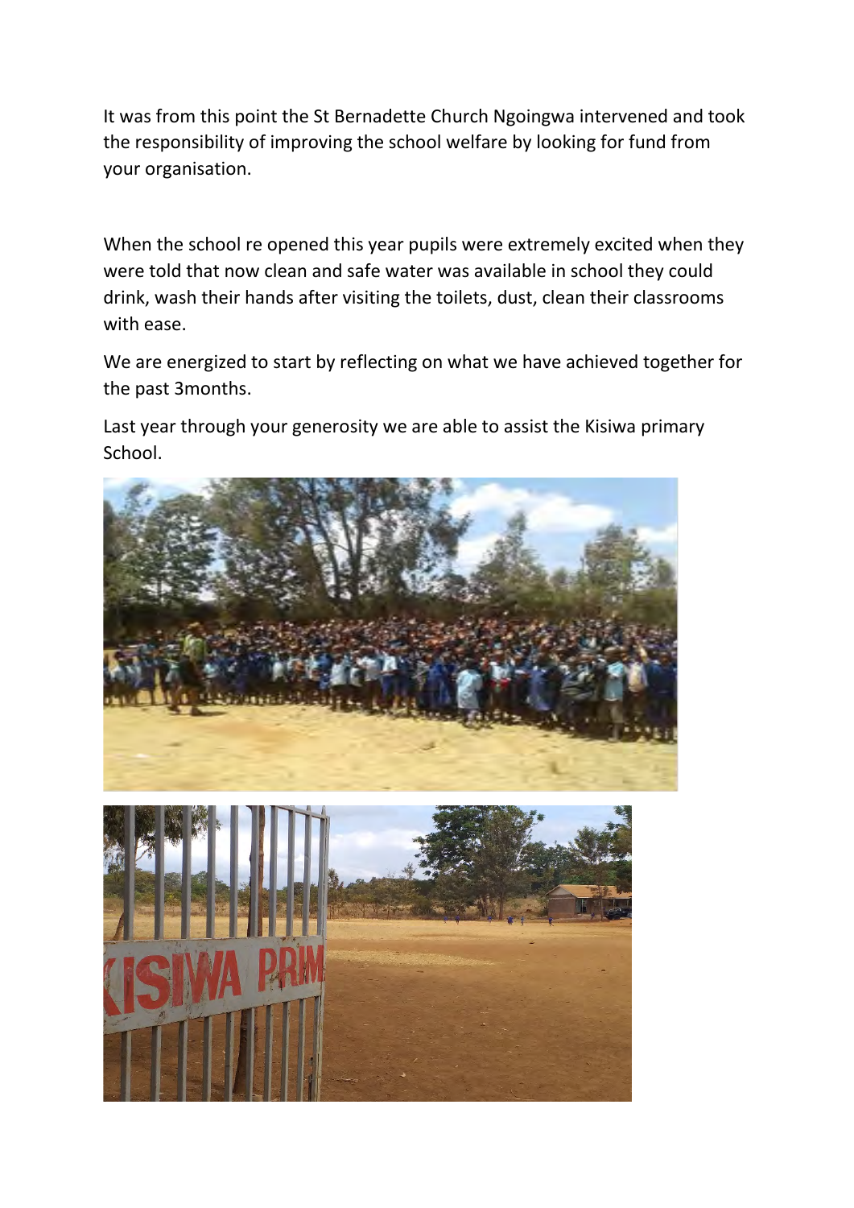It was from this point the St Bernadette Church Ngoingwa intervened and took the responsibility of improving the school welfare by looking for fund from your organisation.

When the school re opened this year pupils were extremely excited when they were told that now clean and safe water was available in school they could drink, wash their hands after visiting the toilets, dust, clean their classrooms with ease.

We are energized to start by reflecting on what we have achieved together for the past 3months.

Last year through your generosity we are able to assist the Kisiwa primary School.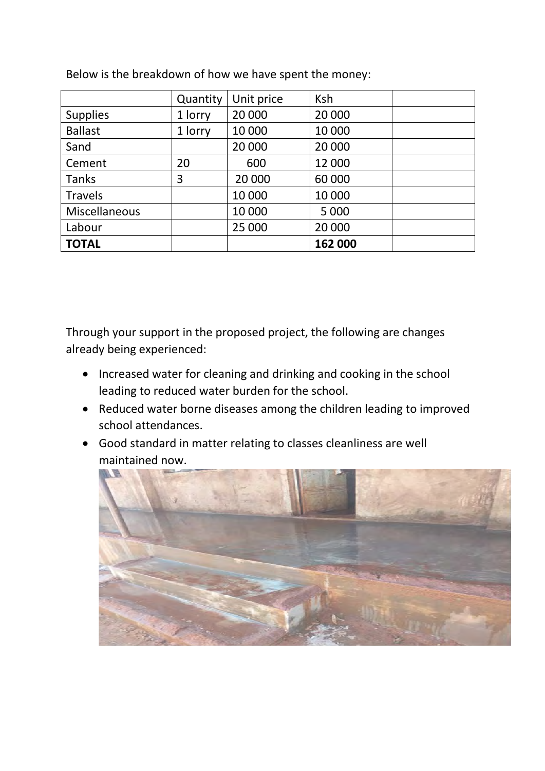Below is the breakdown of how we have spent the money:

| | Quantity | Unit price | Ksh | |
|---|---|---|---|---|
| Supplies | 1 lorry | 20 000 | 20 000 | |
| Ballast | 1 lorry | 10 000 | 10 000 | |
| Sand | | 20 000 | 20 000 | |
| Cement | 20 | 600 | 12 000 | |
| Tanks | 3 | 20 000 | 60 000 | |
| Travels | | 10 000 | 10 000 | |
| Miscellaneous | | 10 000 | 5 000 | |
| Labour | | 25 000 | 20 000 | |
| **TOTAL** | | | **162 000** | |

Through your support in the proposed project, the following are changes already being experienced:

- Increased water for cleaning and drinking and cooking in the school leading to reduced water burden for the school.
- Reduced water borne diseases among the children leading to improved school attendances.
- Good standard in matter relating to classes cleanliness are well maintained now.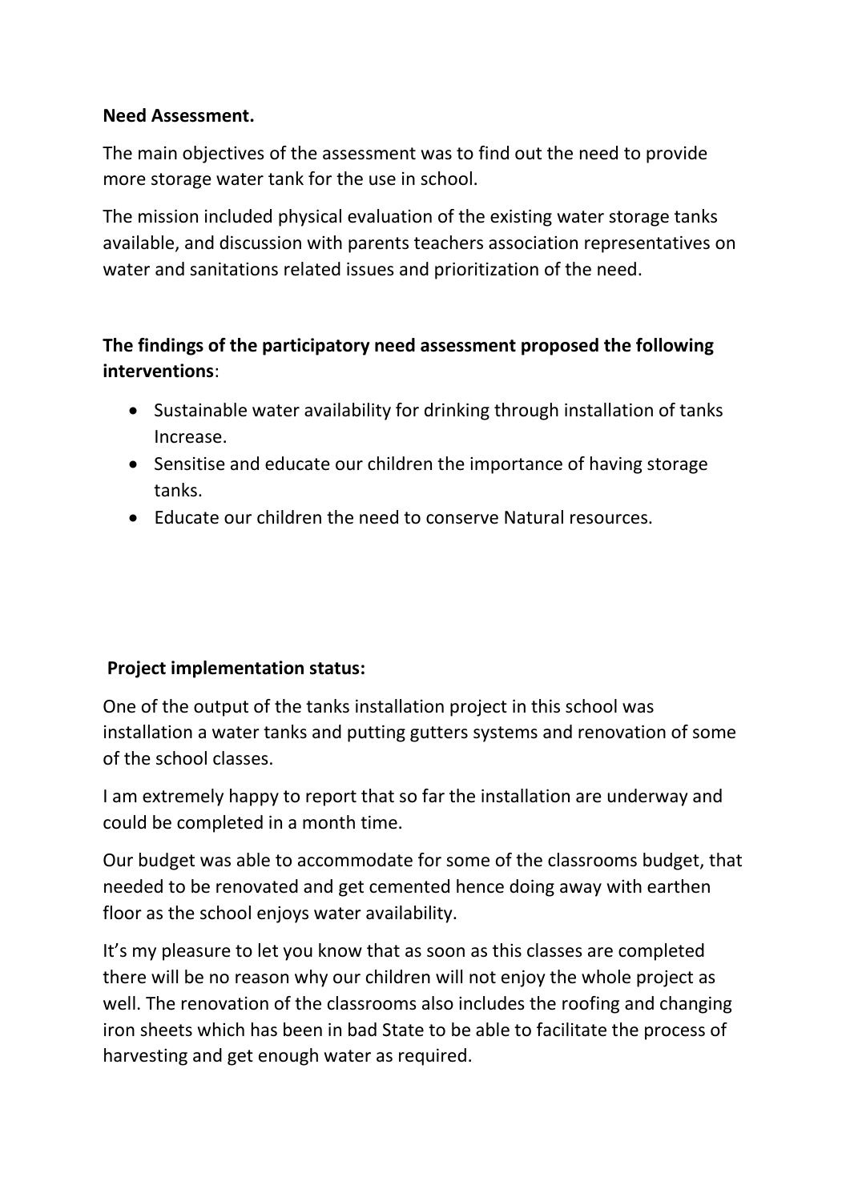**Need Assessment.**

The main objectives of the assessment was to find out the need to provide more storage water tank for the use in school.

The mission included physical evaluation of the existing water storage tanks available, and discussion with parents teachers association representatives on water and sanitations related issues and prioritization of the need.

**The findings of the participatory need assessment proposed the following interventions**:

- Sustainable water availability for drinking through installation of tanks Increase.
- Sensitise and educate our children the importance of having storage tanks.
- Educate our children the need to conserve Natural resources.

**Project implementation status:**

One of the output of the tanks installation project in this school was installation a water tanks and putting gutters systems and renovation of some of the school classes.

I am extremely happy to report that so far the installation are underway and could be completed in a month time.

Our budget was able to accommodate for some of the classrooms budget, that needed to be renovated and get cemented hence doing away with earthen floor as the school enjoys water availability.

It's my pleasure to let you know that as soon as this classes are completed there will be no reason why our children will not enjoy the whole project as well. The renovation of the classrooms also includes the roofing and changing iron sheets which has been in bad State to be able to facilitate the process of harvesting and get enough water as required.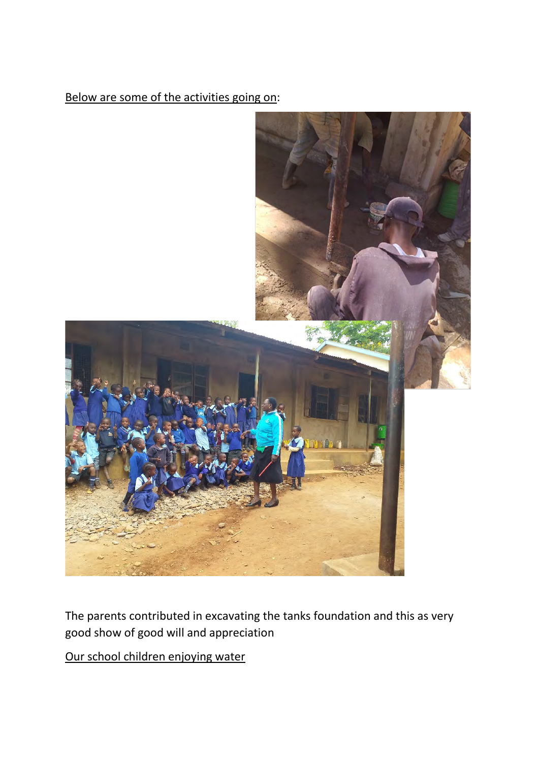<u>Below are some of the activities going on</u>:

The parents contributed in excavating the tanks foundation and this as very good show of good will and appreciation

<u>Our school children enjoying water</u>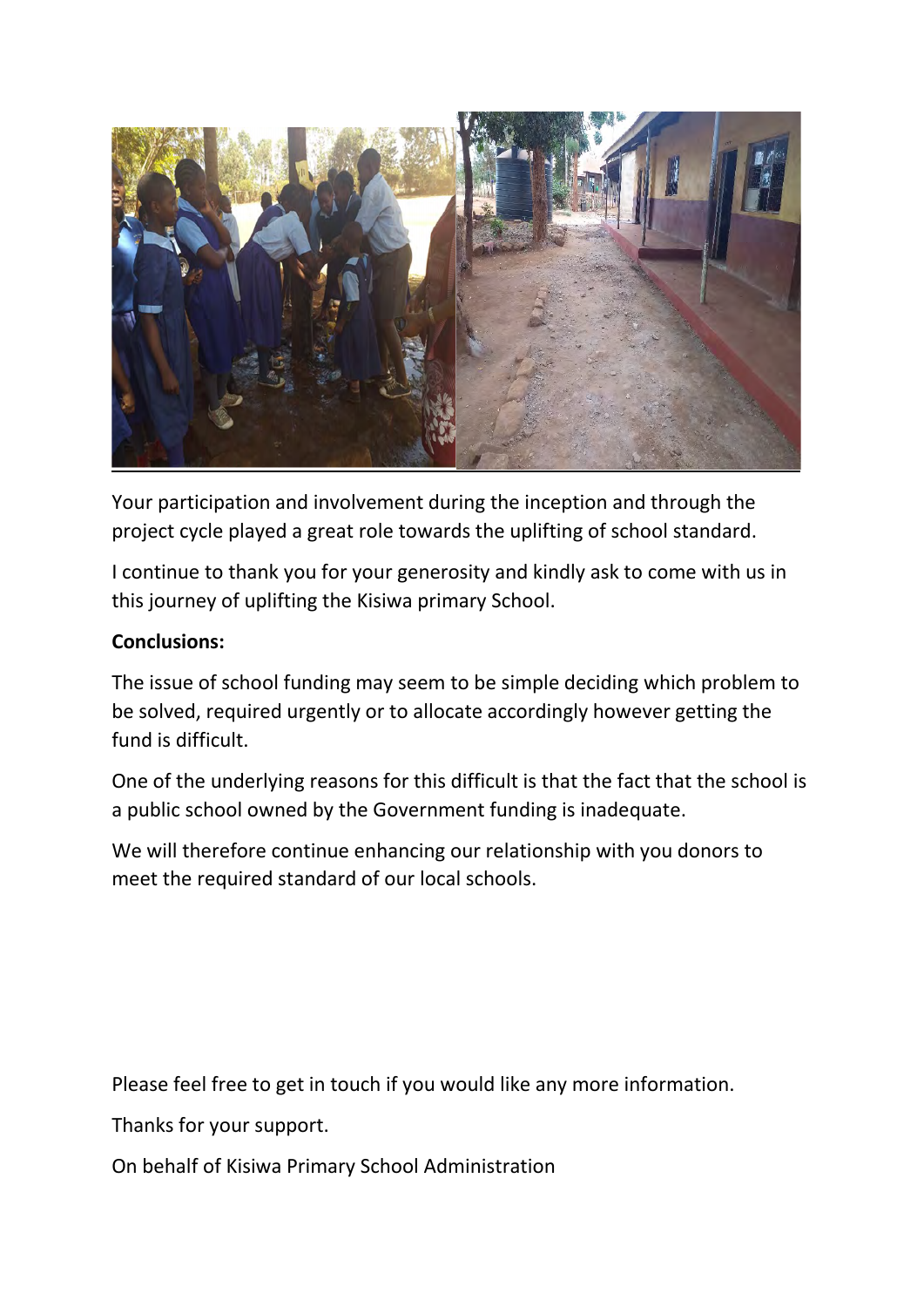Your participation and involvement during the inception and through the project cycle played a great role towards the uplifting of school standard.

I continue to thank you for your generosity and kindly ask to come with us in this journey of uplifting the Kisiwa primary School.

**Conclusions:**

The issue of school funding may seem to be simple deciding which problem to be solved, required urgently or to allocate accordingly however getting the fund is difficult.

One of the underlying reasons for this difficult is that the fact that the school is a public school owned by the Government funding is inadequate.

We will therefore continue enhancing our relationship with you donors to meet the required standard of our local schools.

Please feel free to get in touch if you would like any more information.

Thanks for your support.

On behalf of Kisiwa Primary School Administration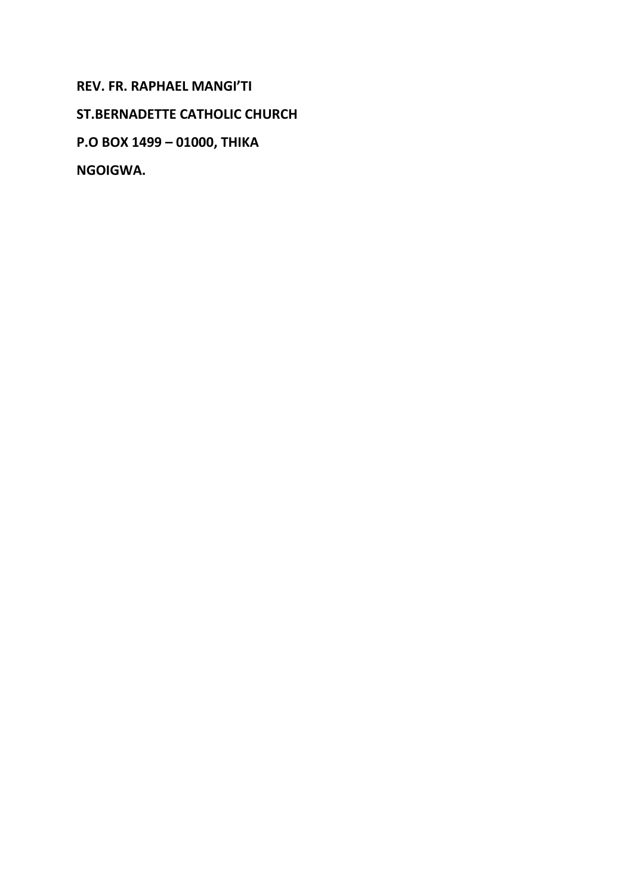**REV. FR. RAPHAEL MANGI'TI**

**ST.BERNADETTE CATHOLIC CHURCH**

**P.O BOX 1499 – 01000, THIKA**

**NGOIGWA.**